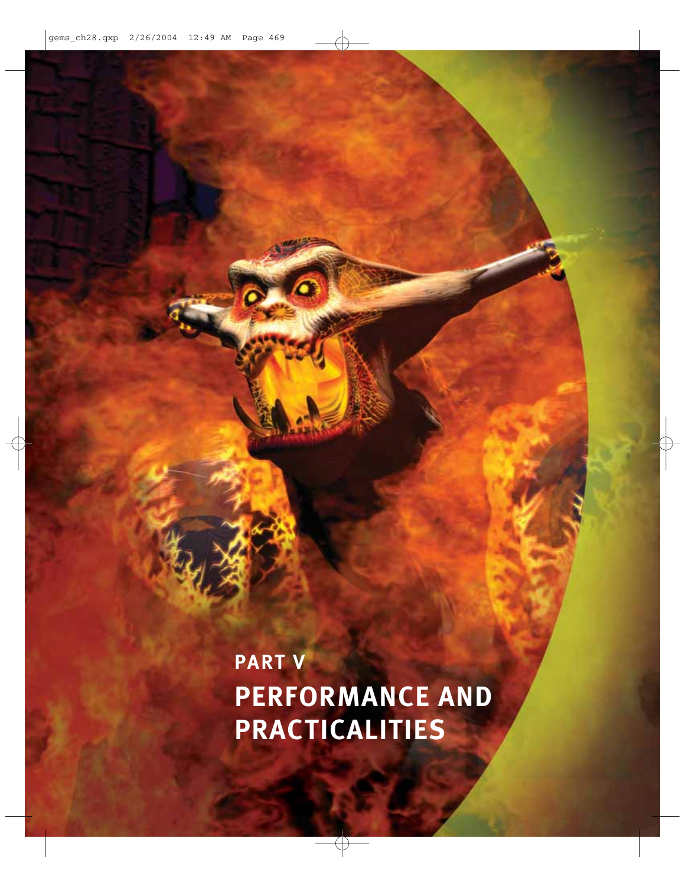# PART V

# PERFORMANCE AND PRACTICALITIES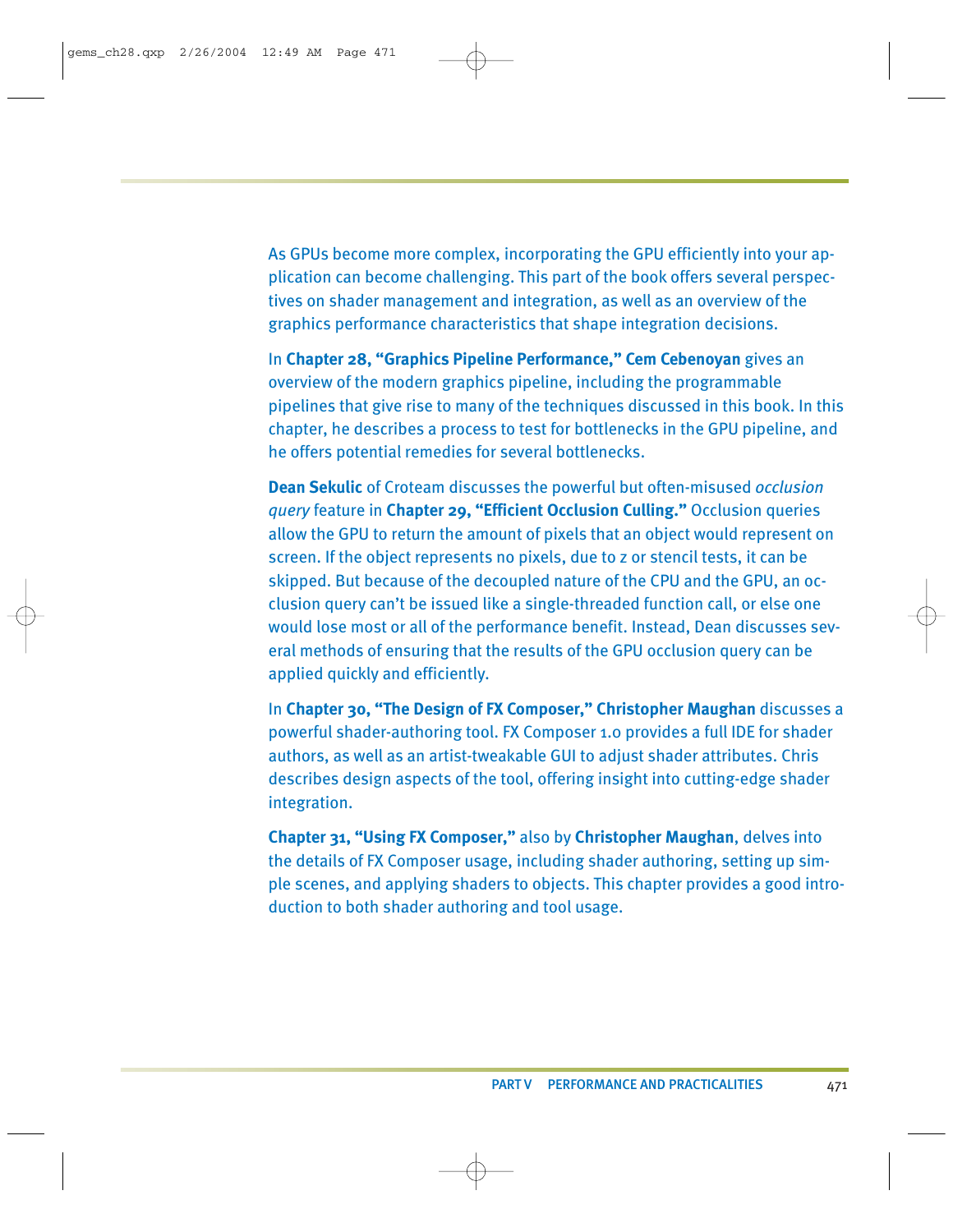As GPUs become more complex, incorporating the GPU efficiently into your application can become challenging. This part of the book offers several perspectives on shader management and integration, as well as an overview of the graphics performance characteristics that shape integration decisions.

In **Chapter 28, "Graphics Pipeline Performance," Cem Cebenoyan** gives an overview of the modern graphics pipeline, including the programmable pipelines that give rise to many of the techniques discussed in this book. In this chapter, he describes a process to test for bottlenecks in the GPU pipeline, and he offers potential remedies for several bottlenecks.

**Dean Sekulic** of Croteam discusses the powerful but often-misused *occlusion query* feature in **Chapter 29, "Efficient Occlusion Culling."** Occlusion queries allow the GPU to return the amount of pixels that an object would represent on screen. If the object represents no pixels, due to z or stencil tests, it can be skipped. But because of the decoupled nature of the CPU and the GPU, an occlusion query can't be issued like a single-threaded function call, or else one would lose most or all of the performance benefit. Instead, Dean discusses several methods of ensuring that the results of the GPU occlusion query can be applied quickly and efficiently.

In **Chapter 30, "The Design of FX Composer," Christopher Maughan** discusses a powerful shader-authoring tool. FX Composer 1.0 provides a full IDE for shader authors, as well as an artist-tweakable GUI to adjust shader attributes. Chris describes design aspects of the tool, offering insight into cutting-edge shader integration.

**Chapter 31, "Using FX Composer,"** also by **Christopher Maughan**, delves into the details of FX Composer usage, including shader authoring, setting up simple scenes, and applying shaders to objects. This chapter provides a good introduction to both shader authoring and tool usage.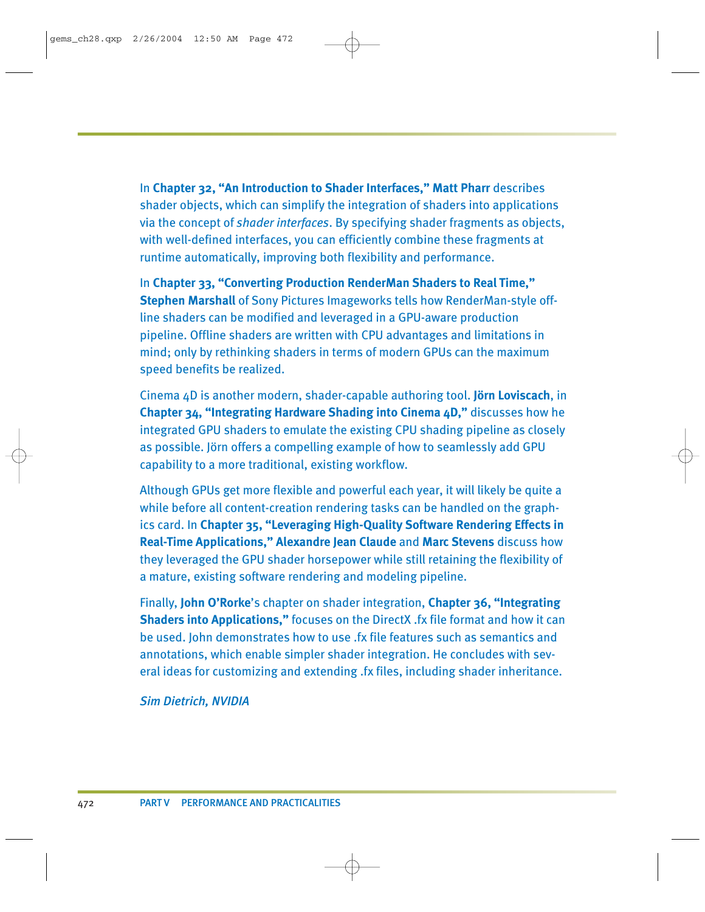In **Chapter 32, "An Introduction to Shader Interfaces," Matt Pharr** describes shader objects, which can simplify the integration of shaders into applications via the concept of *shader interfaces*. By specifying shader fragments as objects, with well-defined interfaces, you can efficiently combine these fragments at runtime automatically, improving both flexibility and performance.

In **Chapter 33, "Converting Production RenderMan Shaders to Real Time," Stephen Marshall** of Sony Pictures Imageworks tells how RenderMan-style offline shaders can be modified and leveraged in a GPU-aware production pipeline. Offline shaders are written with CPU advantages and limitations in mind; only by rethinking shaders in terms of modern GPUs can the maximum speed benefits be realized.

Cinema 4D is another modern, shader-capable authoring tool. **Jörn Loviscach**, in **Chapter 34, "Integrating Hardware Shading into Cinema 4D,"** discusses how he integrated GPU shaders to emulate the existing CPU shading pipeline as closely as possible. Jörn offers a compelling example of how to seamlessly add GPU capability to a more traditional, existing workflow.

Although GPUs get more flexible and powerful each year, it will likely be quite a while before all content-creation rendering tasks can be handled on the graphics card. In **Chapter 35, "Leveraging High-Quality Software Rendering Effects in Real-Time Applications," Alexandre Jean Claude** and **Marc Stevens** discuss how they leveraged the GPU shader horsepower while still retaining the flexibility of a mature, existing software rendering and modeling pipeline.

Finally, **John O'Rorke**'s chapter on shader integration, **Chapter 36, "Integrating Shaders into Applications,"** focuses on the DirectX .fx file format and how it can be used. John demonstrates how to use .fx file features such as semantics and annotations, which enable simpler shader integration. He concludes with several ideas for customizing and extending .fx files, including shader inheritance.

*Sim Dietrich, NVIDIA*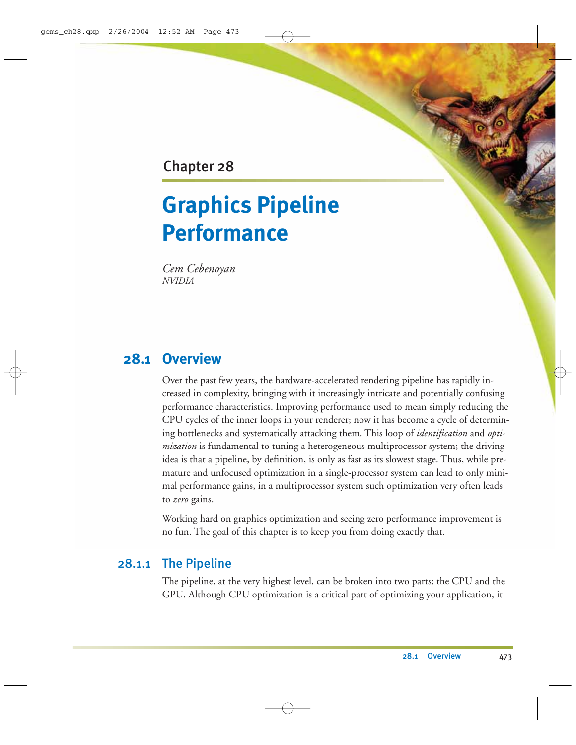Chapter 28

# Graphics Pipeline Performance

*Cem Cebenoyan*
*NVIDIA*

## 28.1 Overview

Over the past few years, the hardware-accelerated rendering pipeline has rapidly increased in complexity, bringing with it increasingly intricate and potentially confusing performance characteristics. Improving performance used to mean simply reducing the CPU cycles of the inner loops in your renderer; now it has become a cycle of determining bottlenecks and systematically attacking them. This loop of *identification* and *optimization* is fundamental to tuning a heterogeneous multiprocessor system; the driving idea is that a pipeline, by definition, is only as fast as its slowest stage. Thus, while premature and unfocused optimization in a single-processor system can lead to only minimal performance gains, in a multiprocessor system such optimization very often leads to *zero* gains.

Working hard on graphics optimization and seeing zero performance improvement is no fun. The goal of this chapter is to keep you from doing exactly that.

### 28.1.1 The Pipeline

The pipeline, at the very highest level, can be broken into two parts: the CPU and the GPU. Although CPU optimization is a critical part of optimizing your application, it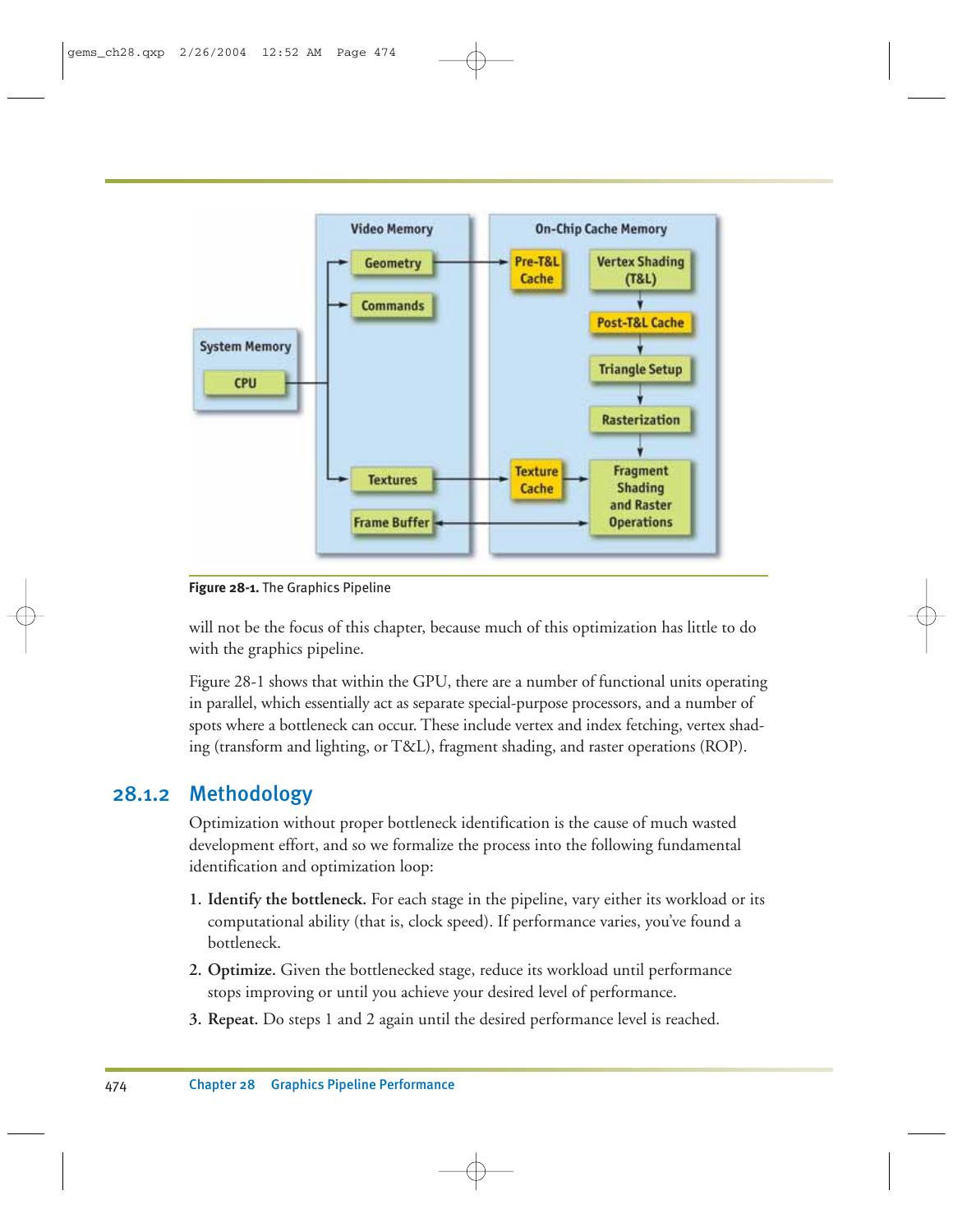**Figure 28-1.** The Graphics Pipeline

will not be the focus of this chapter, because much of this optimization has little to do with the graphics pipeline.

Figure 28-1 shows that within the GPU, there are a number of functional units operating in parallel, which essentially act as separate special-purpose processors, and a number of spots where a bottleneck can occur. These include vertex and index fetching, vertex shading (transform and lighting, or T&L), fragment shading, and raster operations (ROP).

## 28.1.2 Methodology

Optimization without proper bottleneck identification is the cause of much wasted development effort, and so we formalize the process into the following fundamental identification and optimization loop:

1. **Identify the bottleneck.** For each stage in the pipeline, vary either its workload or its computational ability (that is, clock speed). If performance varies, you've found a bottleneck.
2. **Optimize.** Given the bottlenecked stage, reduce its workload until performance stops improving or until you achieve your desired level of performance.
3. **Repeat.** Do steps 1 and 2 again until the desired performance level is reached.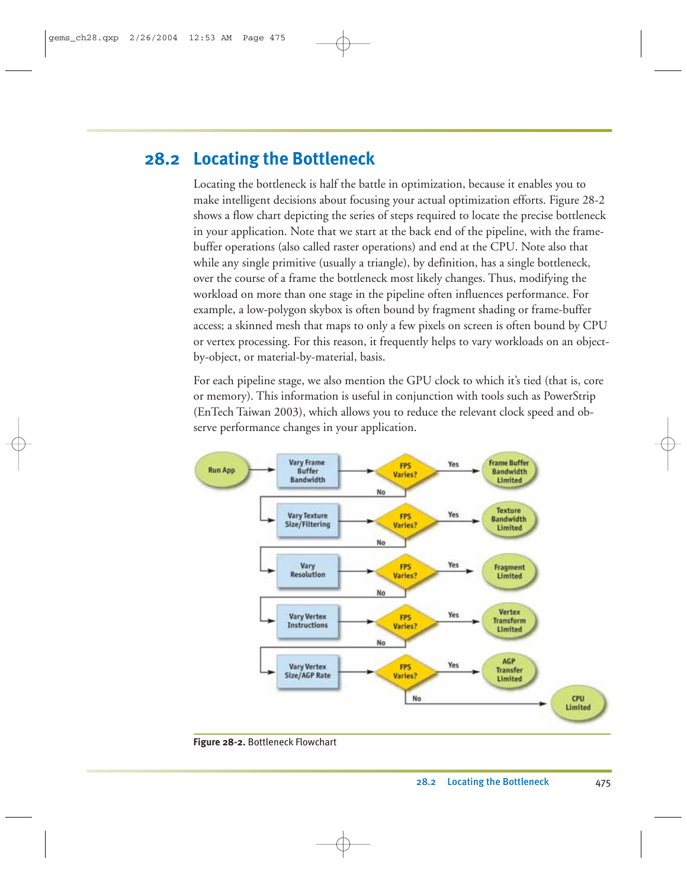## 28.2 Locating the Bottleneck

Locating the bottleneck is half the battle in optimization, because it enables you to make intelligent decisions about focusing your actual optimization efforts. Figure 28-2 shows a flow chart depicting the series of steps required to locate the precise bottleneck in your application. Note that we start at the back end of the pipeline, with the frame-buffer operations (also called raster operations) and end at the CPU. Note also that while any single primitive (usually a triangle), by definition, has a single bottleneck, over the course of a frame the bottleneck most likely changes. Thus, modifying the workload on more than one stage in the pipeline often influences performance. For example, a low-polygon skybox is often bound by fragment shading or frame-buffer access; a skinned mesh that maps to only a few pixels on screen is often bound by CPU or vertex processing. For this reason, it frequently helps to vary workloads on an object-by-object, or material-by-material, basis.

For each pipeline stage, we also mention the GPU clock to which it's tied (that is, core or memory). This information is useful in conjunction with tools such as PowerStrip (EnTech Taiwan 2003), which allows you to reduce the relevant clock speed and observe performance changes in your application.

**Figure 28-2.** Bottleneck Flowchart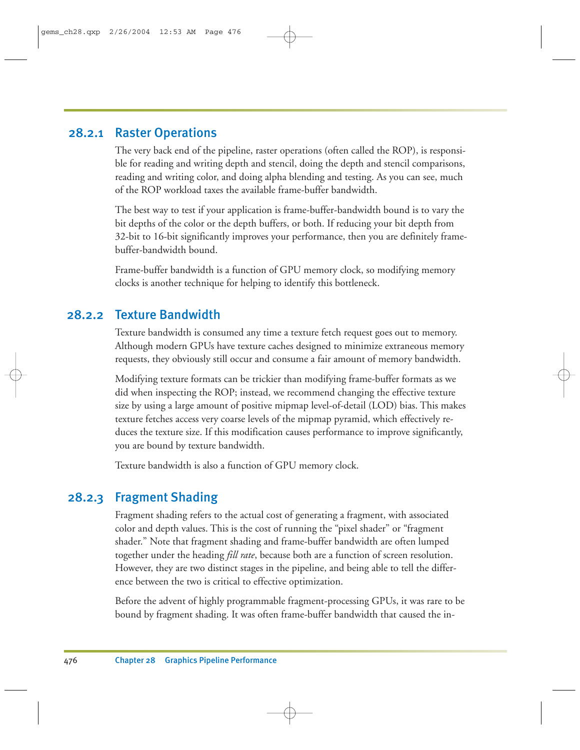### 28.2.1 Raster Operations

The very back end of the pipeline, raster operations (often called the ROP), is responsible for reading and writing depth and stencil, doing the depth and stencil comparisons, reading and writing color, and doing alpha blending and testing. As you can see, much of the ROP workload taxes the available frame-buffer bandwidth.

The best way to test if your application is frame-buffer-bandwidth bound is to vary the bit depths of the color or the depth buffers, or both. If reducing your bit depth from 32-bit to 16-bit significantly improves your performance, then you are definitely frame-buffer-bandwidth bound.

Frame-buffer bandwidth is a function of GPU memory clock, so modifying memory clocks is another technique for helping to identify this bottleneck.

### 28.2.2 Texture Bandwidth

Texture bandwidth is consumed any time a texture fetch request goes out to memory. Although modern GPUs have texture caches designed to minimize extraneous memory requests, they obviously still occur and consume a fair amount of memory bandwidth.

Modifying texture formats can be trickier than modifying frame-buffer formats as we did when inspecting the ROP; instead, we recommend changing the effective texture size by using a large amount of positive mipmap level-of-detail (LOD) bias. This makes texture fetches access very coarse levels of the mipmap pyramid, which effectively reduces the texture size. If this modification causes performance to improve significantly, you are bound by texture bandwidth.

Texture bandwidth is also a function of GPU memory clock.

### 28.2.3 Fragment Shading

Fragment shading refers to the actual cost of generating a fragment, with associated color and depth values. This is the cost of running the "pixel shader" or "fragment shader." Note that fragment shading and frame-buffer bandwidth are often lumped together under the heading *fill rate*, because both are a function of screen resolution. However, they are two distinct stages in the pipeline, and being able to tell the difference between the two is critical to effective optimization.

Before the advent of highly programmable fragment-processing GPUs, it was rare to be bound by fragment shading. It was often frame-buffer bandwidth that caused the in-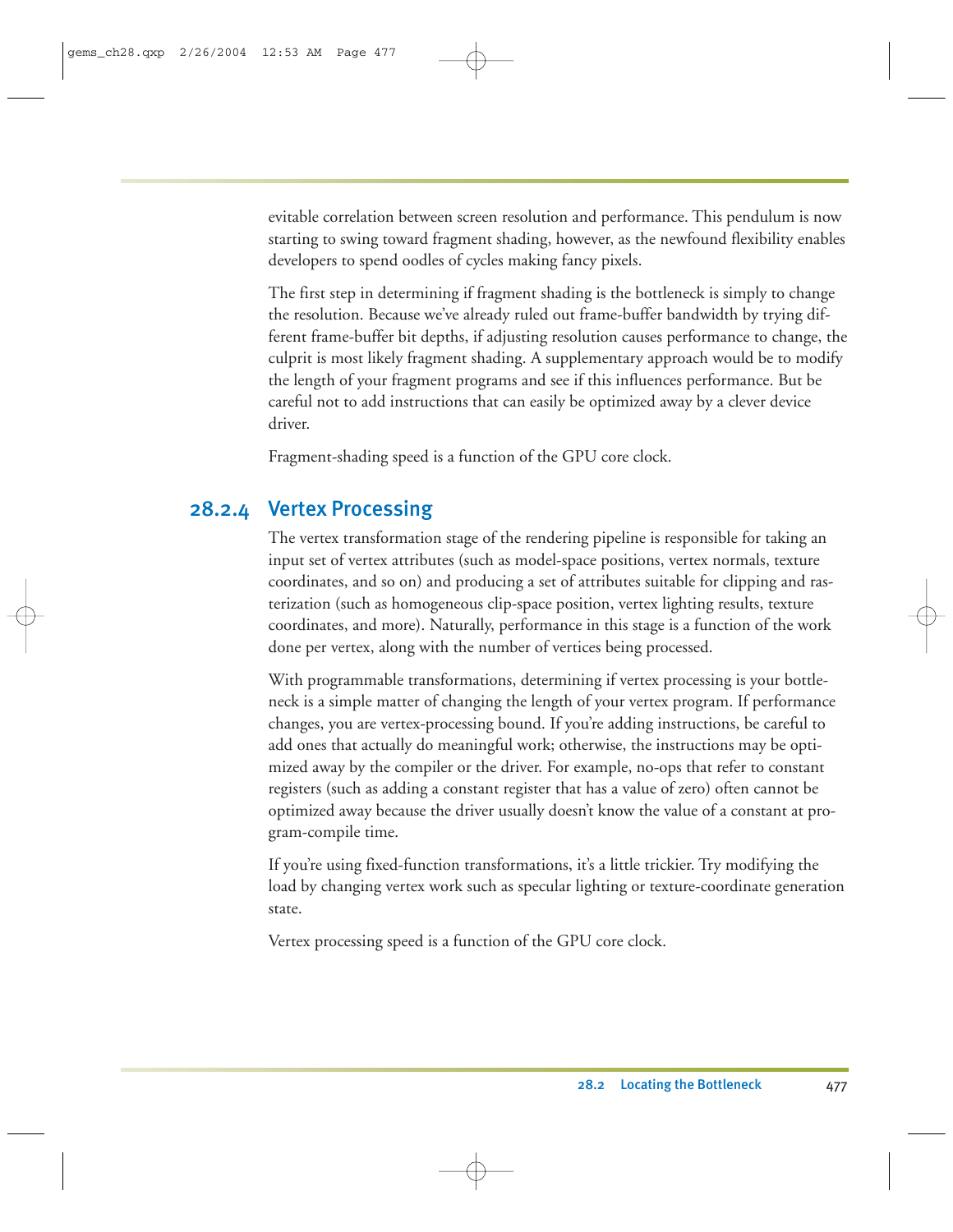evitable correlation between screen resolution and performance. This pendulum is now starting to swing toward fragment shading, however, as the newfound flexibility enables developers to spend oodles of cycles making fancy pixels.

The first step in determining if fragment shading is the bottleneck is simply to change the resolution. Because we've already ruled out frame-buffer bandwidth by trying different frame-buffer bit depths, if adjusting resolution causes performance to change, the culprit is most likely fragment shading. A supplementary approach would be to modify the length of your fragment programs and see if this influences performance. But be careful not to add instructions that can easily be optimized away by a clever device driver.

Fragment-shading speed is a function of the GPU core clock.

### 28.2.4 Vertex Processing

The vertex transformation stage of the rendering pipeline is responsible for taking an input set of vertex attributes (such as model-space positions, vertex normals, texture coordinates, and so on) and producing a set of attributes suitable for clipping and rasterization (such as homogeneous clip-space position, vertex lighting results, texture coordinates, and more). Naturally, performance in this stage is a function of the work done per vertex, along with the number of vertices being processed.

With programmable transformations, determining if vertex processing is your bottleneck is a simple matter of changing the length of your vertex program. If performance changes, you are vertex-processing bound. If you're adding instructions, be careful to add ones that actually do meaningful work; otherwise, the instructions may be optimized away by the compiler or the driver. For example, no-ops that refer to constant registers (such as adding a constant register that has a value of zero) often cannot be optimized away because the driver usually doesn't know the value of a constant at program-compile time.

If you're using fixed-function transformations, it's a little trickier. Try modifying the load by changing vertex work such as specular lighting or texture-coordinate generation state.

Vertex processing speed is a function of the GPU core clock.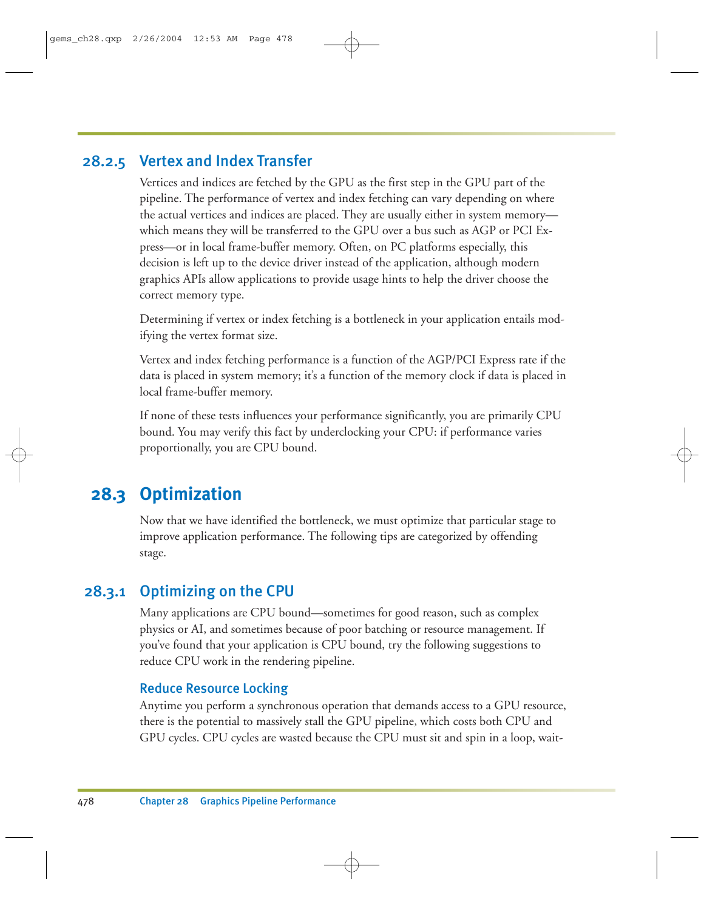### 28.2.5 Vertex and Index Transfer

Vertices and indices are fetched by the GPU as the first step in the GPU part of the pipeline. The performance of vertex and index fetching can vary depending on where the actual vertices and indices are placed. They are usually either in system memory—which means they will be transferred to the GPU over a bus such as AGP or PCI Express—or in local frame-buffer memory. Often, on PC platforms especially, this decision is left up to the device driver instead of the application, although modern graphics APIs allow applications to provide usage hints to help the driver choose the correct memory type.

Determining if vertex or index fetching is a bottleneck in your application entails modifying the vertex format size.

Vertex and index fetching performance is a function of the AGP/PCI Express rate if the data is placed in system memory; it's a function of the memory clock if data is placed in local frame-buffer memory.

If none of these tests influences your performance significantly, you are primarily CPU bound. You may verify this fact by underclocking your CPU: if performance varies proportionally, you are CPU bound.

## 28.3 Optimization

Now that we have identified the bottleneck, we must optimize that particular stage to improve application performance. The following tips are categorized by offending stage.

### 28.3.1 Optimizing on the CPU

Many applications are CPU bound—sometimes for good reason, such as complex physics or AI, and sometimes because of poor batching or resource management. If you've found that your application is CPU bound, try the following suggestions to reduce CPU work in the rendering pipeline.

#### Reduce Resource Locking

Anytime you perform a synchronous operation that demands access to a GPU resource, there is the potential to massively stall the GPU pipeline, which costs both CPU and GPU cycles. CPU cycles are wasted because the CPU must sit and spin in a loop, wait-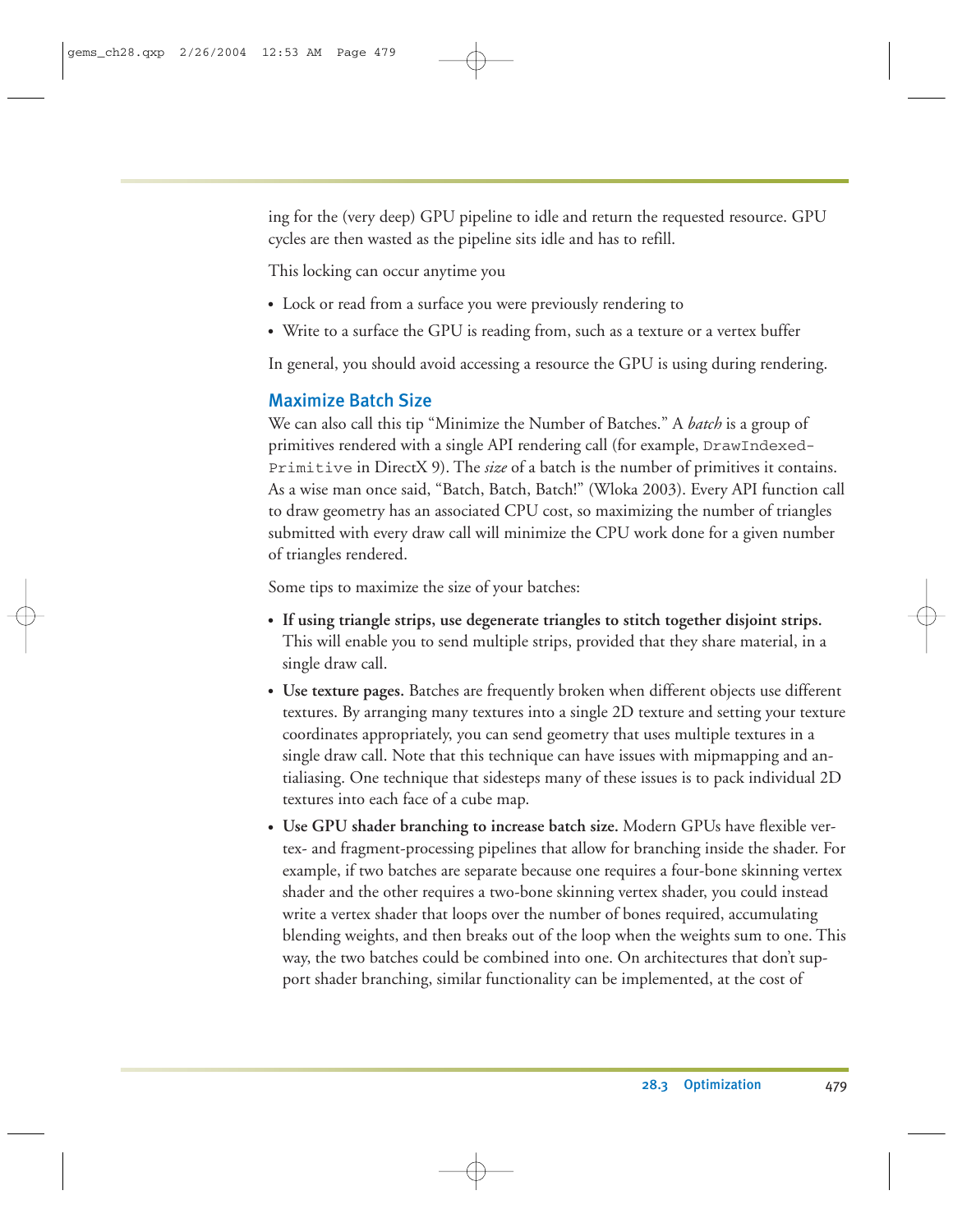ing for the (very deep) GPU pipeline to idle and return the requested resource. GPU cycles are then wasted as the pipeline sits idle and has to refill.

This locking can occur anytime you

- Lock or read from a surface you were previously rendering to
- Write to a surface the GPU is reading from, such as a texture or a vertex buffer

In general, you should avoid accessing a resource the GPU is using during rendering.

### Maximize Batch Size

We can also call this tip "Minimize the Number of Batches." A *batch* is a group of primitives rendered with a single API rendering call (for example, `DrawIndexedPrimitive` in DirectX 9). The *size* of a batch is the number of primitives it contains. As a wise man once said, "Batch, Batch, Batch!" (Wloka 2003). Every API function call to draw geometry has an associated CPU cost, so maximizing the number of triangles submitted with every draw call will minimize the CPU work done for a given number of triangles rendered.

Some tips to maximize the size of your batches:

- **If using triangle strips, use degenerate triangles to stitch together disjoint strips.** This will enable you to send multiple strips, provided that they share material, in a single draw call.
- **Use texture pages.** Batches are frequently broken when different objects use different textures. By arranging many textures into a single 2D texture and setting your texture coordinates appropriately, you can send geometry that uses multiple textures in a single draw call. Note that this technique can have issues with mipmapping and antialiasing. One technique that sidesteps many of these issues is to pack individual 2D textures into each face of a cube map.
- **Use GPU shader branching to increase batch size.** Modern GPUs have flexible vertex- and fragment-processing pipelines that allow for branching inside the shader. For example, if two batches are separate because one requires a four-bone skinning vertex shader and the other requires a two-bone skinning vertex shader, you could instead write a vertex shader that loops over the number of bones required, accumulating blending weights, and then breaks out of the loop when the weights sum to one. This way, the two batches could be combined into one. On architectures that don't support shader branching, similar functionality can be implemented, at the cost of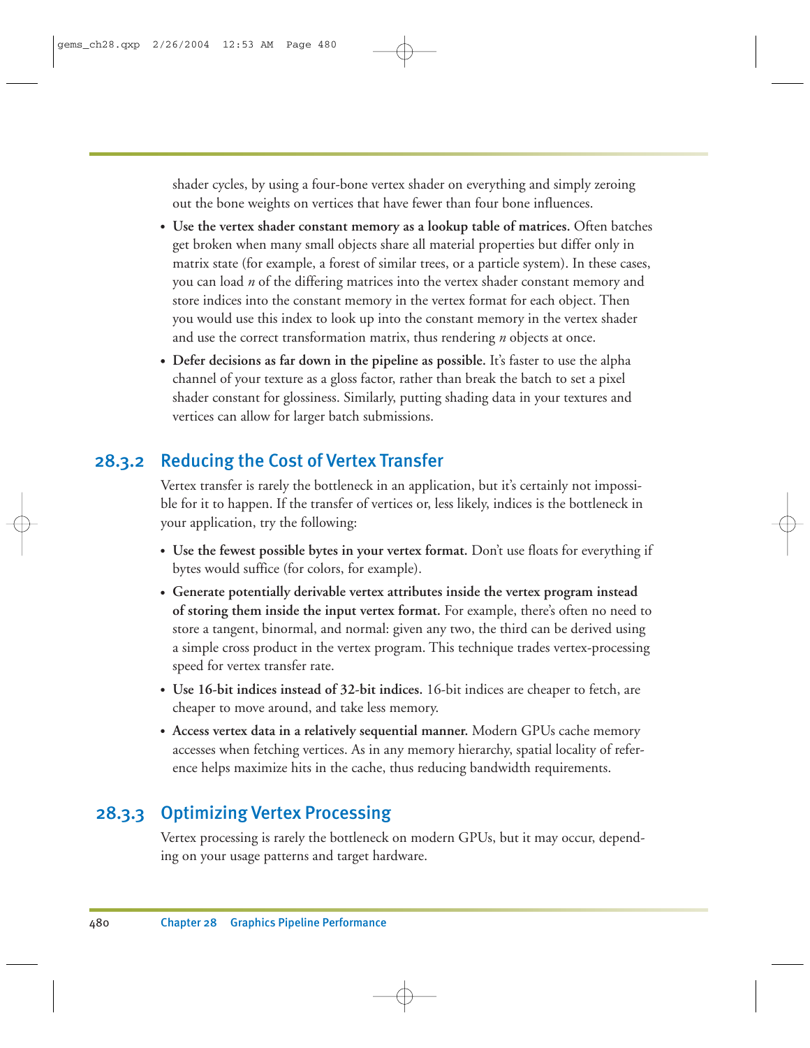shader cycles, by using a four-bone vertex shader on everything and simply zeroing out the bone weights on vertices that have fewer than four bone influences.

- **Use the vertex shader constant memory as a lookup table of matrices.** Often batches get broken when many small objects share all material properties but differ only in matrix state (for example, a forest of similar trees, or a particle system). In these cases, you can load *n* of the differing matrices into the vertex shader constant memory and store indices into the constant memory in the vertex format for each object. Then you would use this index to look up into the constant memory in the vertex shader and use the correct transformation matrix, thus rendering *n* objects at once.
- **Defer decisions as far down in the pipeline as possible.** It's faster to use the alpha channel of your texture as a gloss factor, rather than break the batch to set a pixel shader constant for glossiness. Similarly, putting shading data in your textures and vertices can allow for larger batch submissions.

## 28.3.2 Reducing the Cost of Vertex Transfer

Vertex transfer is rarely the bottleneck in an application, but it's certainly not impossible for it to happen. If the transfer of vertices or, less likely, indices is the bottleneck in your application, try the following:

- **Use the fewest possible bytes in your vertex format.** Don't use floats for everything if bytes would suffice (for colors, for example).
- **Generate potentially derivable vertex attributes inside the vertex program instead of storing them inside the input vertex format.** For example, there's often no need to store a tangent, binormal, and normal: given any two, the third can be derived using a simple cross product in the vertex program. This technique trades vertex-processing speed for vertex transfer rate.
- **Use 16-bit indices instead of 32-bit indices.** 16-bit indices are cheaper to fetch, are cheaper to move around, and take less memory.
- **Access vertex data in a relatively sequential manner.** Modern GPUs cache memory accesses when fetching vertices. As in any memory hierarchy, spatial locality of reference helps maximize hits in the cache, thus reducing bandwidth requirements.

## 28.3.3 Optimizing Vertex Processing

Vertex processing is rarely the bottleneck on modern GPUs, but it may occur, depending on your usage patterns and target hardware.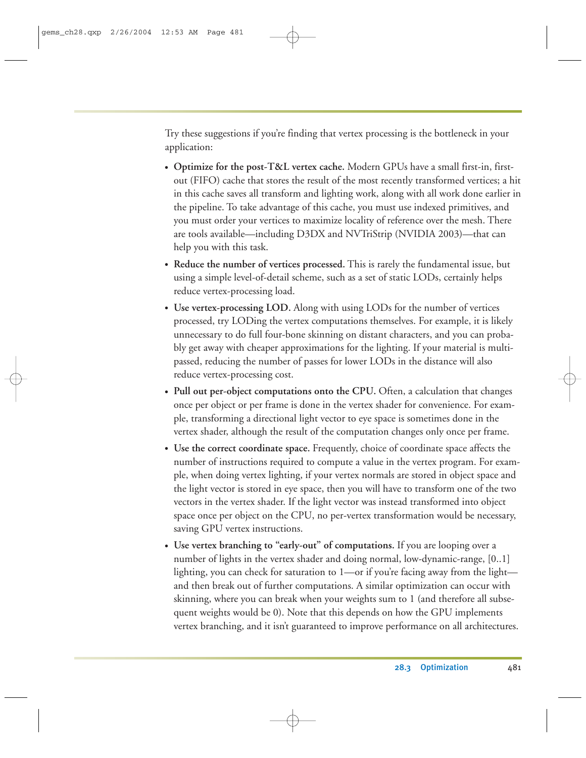Try these suggestions if you're finding that vertex processing is the bottleneck in your application:

- **Optimize for the post-T&L vertex cache.** Modern GPUs have a small first-in, first-out (FIFO) cache that stores the result of the most recently transformed vertices; a hit in this cache saves all transform and lighting work, along with all work done earlier in the pipeline. To take advantage of this cache, you must use indexed primitives, and you must order your vertices to maximize locality of reference over the mesh. There are tools available—including D3DX and NVTriStrip (NVIDIA 2003)—that can help you with this task.
- **Reduce the number of vertices processed.** This is rarely the fundamental issue, but using a simple level-of-detail scheme, such as a set of static LODs, certainly helps reduce vertex-processing load.
- **Use vertex-processing LOD.** Along with using LODs for the number of vertices processed, try LODing the vertex computations themselves. For example, it is likely unnecessary to do full four-bone skinning on distant characters, and you can probably get away with cheaper approximations for the lighting. If your material is multipassed, reducing the number of passes for lower LODs in the distance will also reduce vertex-processing cost.
- **Pull out per-object computations onto the CPU.** Often, a calculation that changes once per object or per frame is done in the vertex shader for convenience. For example, transforming a directional light vector to eye space is sometimes done in the vertex shader, although the result of the computation changes only once per frame.
- **Use the correct coordinate space.** Frequently, choice of coordinate space affects the number of instructions required to compute a value in the vertex program. For example, when doing vertex lighting, if your vertex normals are stored in object space and the light vector is stored in eye space, then you will have to transform one of the two vectors in the vertex shader. If the light vector was instead transformed into object space once per object on the CPU, no per-vertex transformation would be necessary, saving GPU vertex instructions.
- **Use vertex branching to "early-out" of computations.** If you are looping over a number of lights in the vertex shader and doing normal, low-dynamic-range, [0..1] lighting, you can check for saturation to 1—or if you're facing away from the light—and then break out of further computations. A similar optimization can occur with skinning, where you can break when your weights sum to 1 (and therefore all subsequent weights would be 0). Note that this depends on how the GPU implements vertex branching, and it isn't guaranteed to improve performance on all architectures.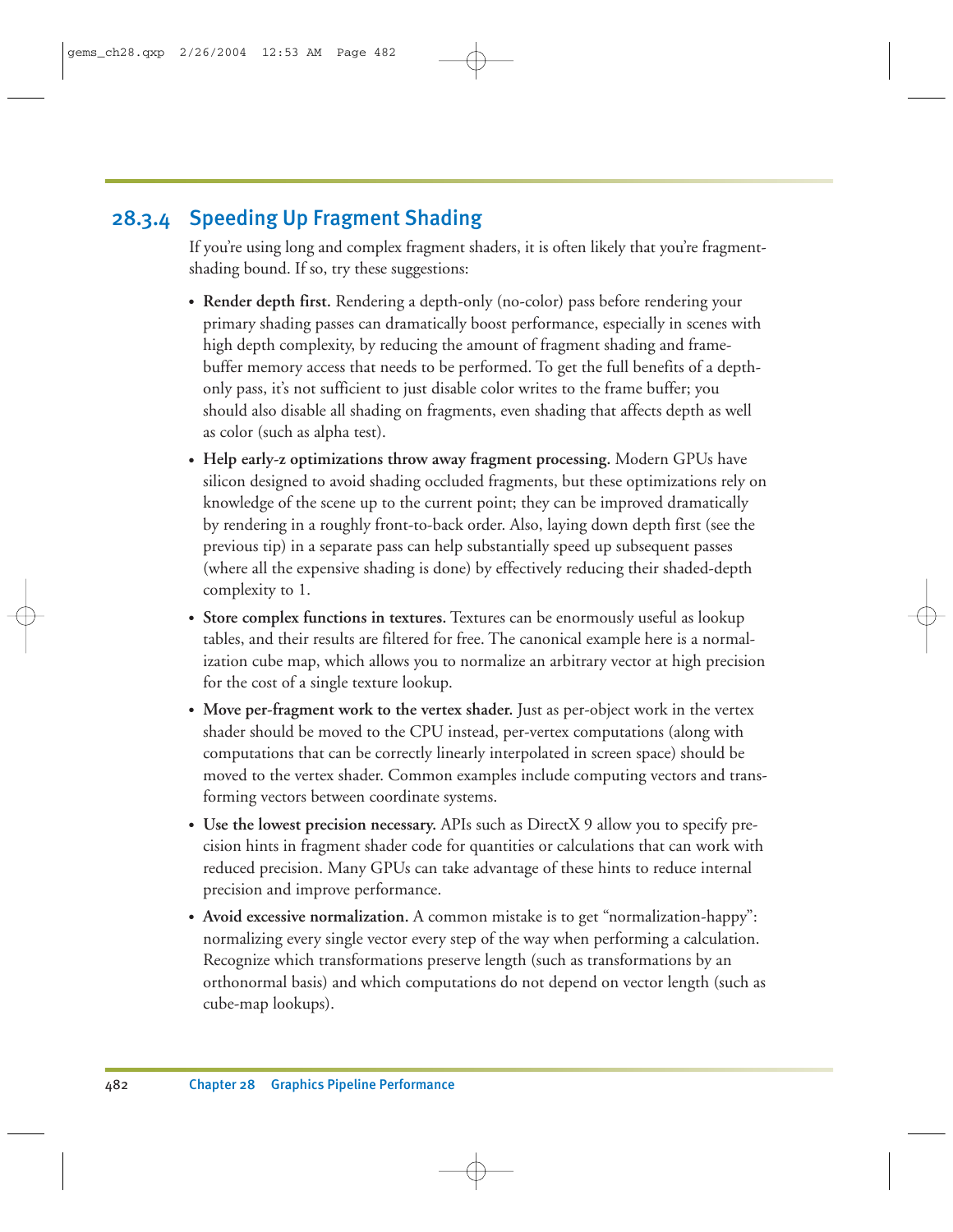## 28.3.4 Speeding Up Fragment Shading

If you're using long and complex fragment shaders, it is often likely that you're fragment-shading bound. If so, try these suggestions:

- **Render depth first.** Rendering a depth-only (no-color) pass before rendering your primary shading passes can dramatically boost performance, especially in scenes with high depth complexity, by reducing the amount of fragment shading and frame-buffer memory access that needs to be performed. To get the full benefits of a depth-only pass, it's not sufficient to just disable color writes to the frame buffer; you should also disable all shading on fragments, even shading that affects depth as well as color (such as alpha test).
- **Help early-z optimizations throw away fragment processing.** Modern GPUs have silicon designed to avoid shading occluded fragments, but these optimizations rely on knowledge of the scene up to the current point; they can be improved dramatically by rendering in a roughly front-to-back order. Also, laying down depth first (see the previous tip) in a separate pass can help substantially speed up subsequent passes (where all the expensive shading is done) by effectively reducing their shaded-depth complexity to 1.
- **Store complex functions in textures.** Textures can be enormously useful as lookup tables, and their results are filtered for free. The canonical example here is a normalization cube map, which allows you to normalize an arbitrary vector at high precision for the cost of a single texture lookup.
- **Move per-fragment work to the vertex shader.** Just as per-object work in the vertex shader should be moved to the CPU instead, per-vertex computations (along with computations that can be correctly linearly interpolated in screen space) should be moved to the vertex shader. Common examples include computing vectors and transforming vectors between coordinate systems.
- **Use the lowest precision necessary.** APIs such as DirectX 9 allow you to specify precision hints in fragment shader code for quantities or calculations that can work with reduced precision. Many GPUs can take advantage of these hints to reduce internal precision and improve performance.
- **Avoid excessive normalization.** A common mistake is to get "normalization-happy": normalizing every single vector every step of the way when performing a calculation. Recognize which transformations preserve length (such as transformations by an orthonormal basis) and which computations do not depend on vector length (such as cube-map lookups).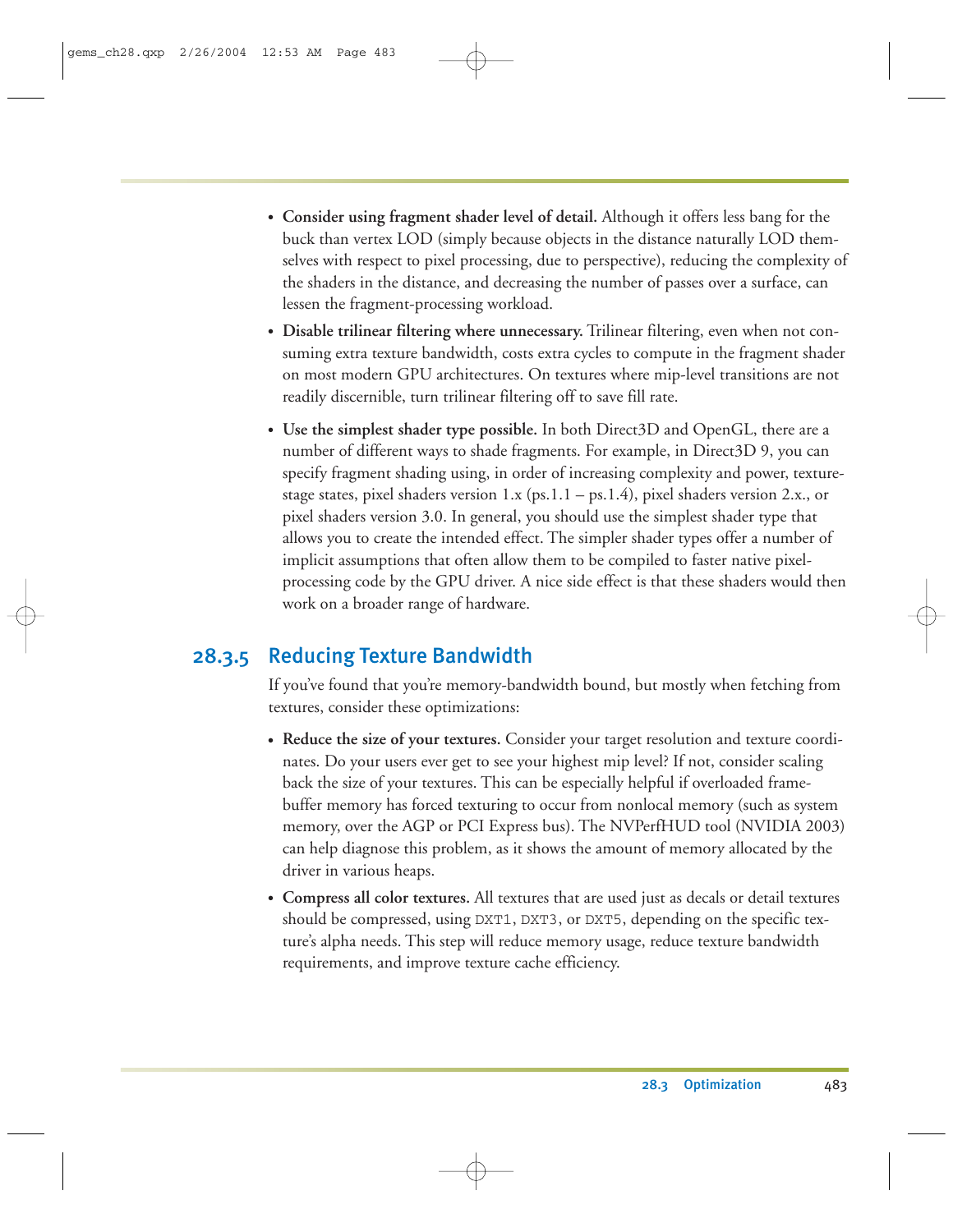- **Consider using fragment shader level of detail.** Although it offers less bang for the buck than vertex LOD (simply because objects in the distance naturally LOD themselves with respect to pixel processing, due to perspective), reducing the complexity of the shaders in the distance, and decreasing the number of passes over a surface, can lessen the fragment-processing workload.
- **Disable trilinear filtering where unnecessary.** Trilinear filtering, even when not consuming extra texture bandwidth, costs extra cycles to compute in the fragment shader on most modern GPU architectures. On textures where mip-level transitions are not readily discernible, turn trilinear filtering off to save fill rate.
- **Use the simplest shader type possible.** In both Direct3D and OpenGL, there are a number of different ways to shade fragments. For example, in Direct3D 9, you can specify fragment shading using, in order of increasing complexity and power, texture-stage states, pixel shaders version 1.x (ps.1.1 – ps.1.4), pixel shaders version 2.x., or pixel shaders version 3.0. In general, you should use the simplest shader type that allows you to create the intended effect. The simpler shader types offer a number of implicit assumptions that often allow them to be compiled to faster native pixel-processing code by the GPU driver. A nice side effect is that these shaders would then work on a broader range of hardware.

### 28.3.5 Reducing Texture Bandwidth

If you've found that you're memory-bandwidth bound, but mostly when fetching from textures, consider these optimizations:

- **Reduce the size of your textures.** Consider your target resolution and texture coordinates. Do your users ever get to see your highest mip level? If not, consider scaling back the size of your textures. This can be especially helpful if overloaded frame-buffer memory has forced texturing to occur from nonlocal memory (such as system memory, over the AGP or PCI Express bus). The NVPerfHUD tool (NVIDIA 2003) can help diagnose this problem, as it shows the amount of memory allocated by the driver in various heaps.
- **Compress all color textures.** All textures that are used just as decals or detail textures should be compressed, using `DXT1`, `DXT3`, or `DXT5`, depending on the specific texture's alpha needs. This step will reduce memory usage, reduce texture bandwidth requirements, and improve texture cache efficiency.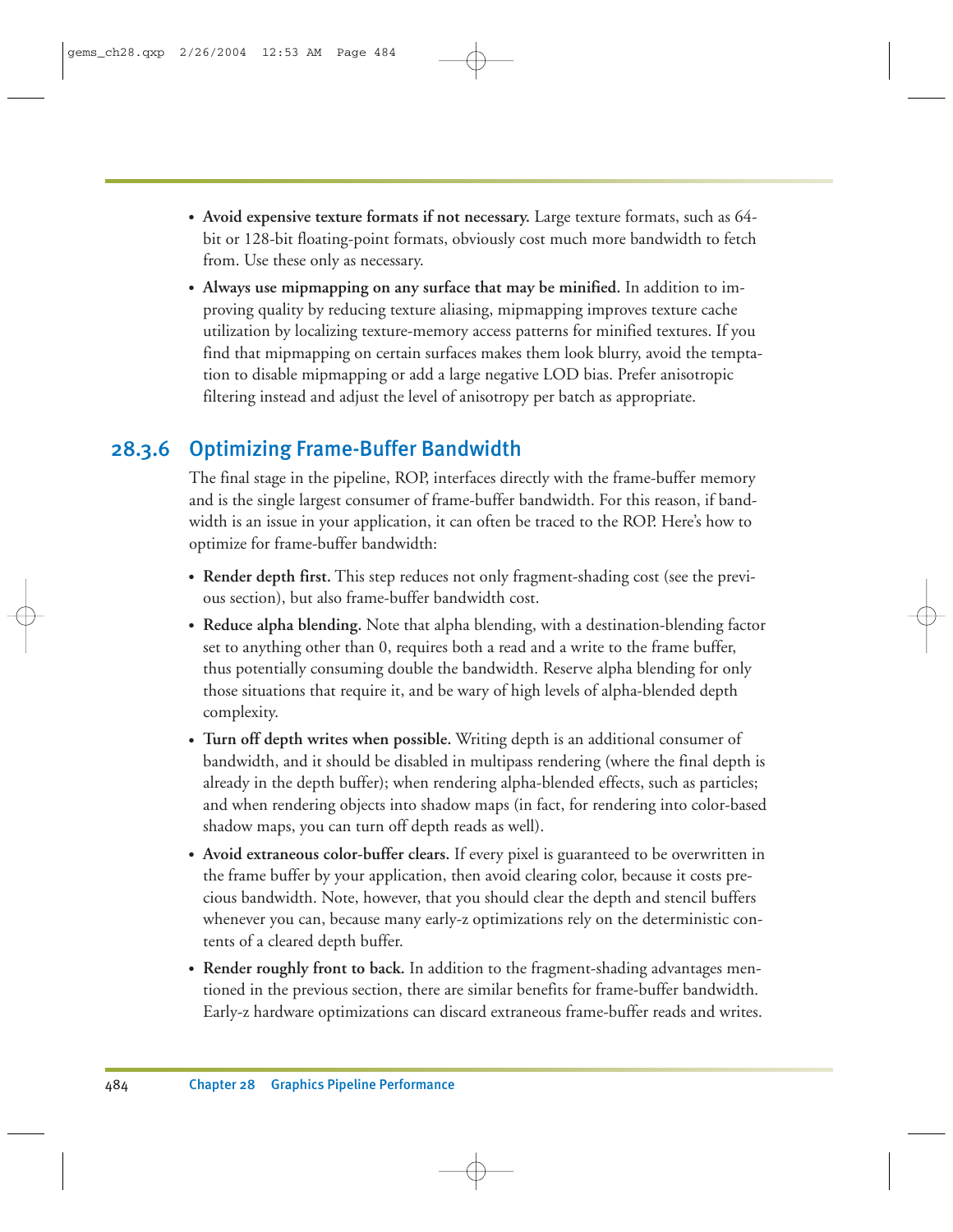- **Avoid expensive texture formats if not necessary.** Large texture formats, such as 64-bit or 128-bit floating-point formats, obviously cost much more bandwidth to fetch from. Use these only as necessary.
- **Always use mipmapping on any surface that may be minified.** In addition to improving quality by reducing texture aliasing, mipmapping improves texture cache utilization by localizing texture-memory access patterns for minified textures. If you find that mipmapping on certain surfaces makes them look blurry, avoid the temptation to disable mipmapping or add a large negative LOD bias. Prefer anisotropic filtering instead and adjust the level of anisotropy per batch as appropriate.

### 28.3.6 Optimizing Frame-Buffer Bandwidth

The final stage in the pipeline, ROP, interfaces directly with the frame-buffer memory and is the single largest consumer of frame-buffer bandwidth. For this reason, if bandwidth is an issue in your application, it can often be traced to the ROP. Here's how to optimize for frame-buffer bandwidth:

- **Render depth first.** This step reduces not only fragment-shading cost (see the previous section), but also frame-buffer bandwidth cost.
- **Reduce alpha blending.** Note that alpha blending, with a destination-blending factor set to anything other than 0, requires both a read and a write to the frame buffer, thus potentially consuming double the bandwidth. Reserve alpha blending for only those situations that require it, and be wary of high levels of alpha-blended depth complexity.
- **Turn off depth writes when possible.** Writing depth is an additional consumer of bandwidth, and it should be disabled in multipass rendering (where the final depth is already in the depth buffer); when rendering alpha-blended effects, such as particles; and when rendering objects into shadow maps (in fact, for rendering into color-based shadow maps, you can turn off depth reads as well).
- **Avoid extraneous color-buffer clears.** If every pixel is guaranteed to be overwritten in the frame buffer by your application, then avoid clearing color, because it costs precious bandwidth. Note, however, that you should clear the depth and stencil buffers whenever you can, because many early-z optimizations rely on the deterministic contents of a cleared depth buffer.
- **Render roughly front to back.** In addition to the fragment-shading advantages mentioned in the previous section, there are similar benefits for frame-buffer bandwidth. Early-z hardware optimizations can discard extraneous frame-buffer reads and writes.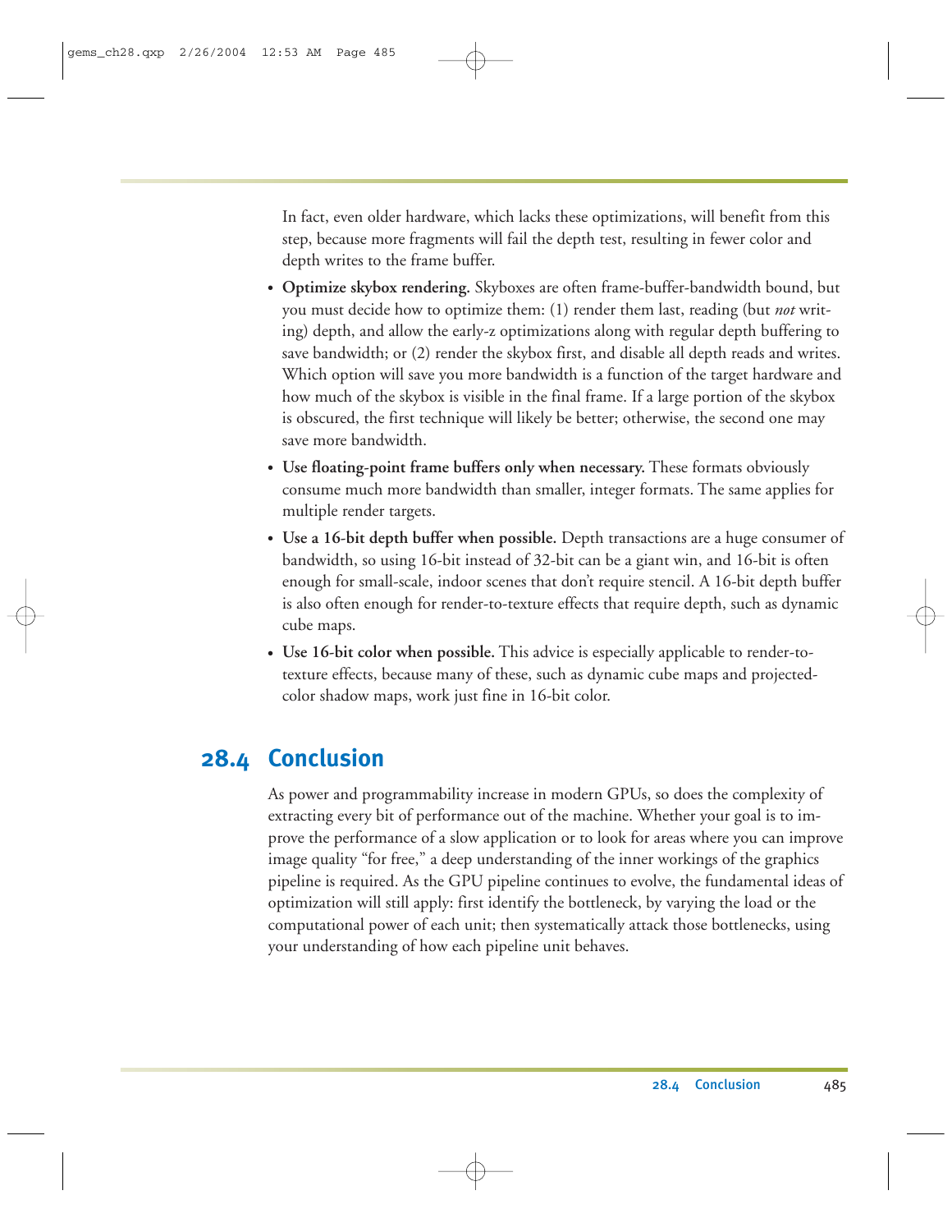In fact, even older hardware, which lacks these optimizations, will benefit from this step, because more fragments will fail the depth test, resulting in fewer color and depth writes to the frame buffer.

- **Optimize skybox rendering.** Skyboxes are often frame-buffer-bandwidth bound, but you must decide how to optimize them: (1) render them last, reading (but *not* writing) depth, and allow the early-z optimizations along with regular depth buffering to save bandwidth; or (2) render the skybox first, and disable all depth reads and writes. Which option will save you more bandwidth is a function of the target hardware and how much of the skybox is visible in the final frame. If a large portion of the skybox is obscured, the first technique will likely be better; otherwise, the second one may save more bandwidth.
- **Use floating-point frame buffers only when necessary.** These formats obviously consume much more bandwidth than smaller, integer formats. The same applies for multiple render targets.
- **Use a 16-bit depth buffer when possible.** Depth transactions are a huge consumer of bandwidth, so using 16-bit instead of 32-bit can be a giant win, and 16-bit is often enough for small-scale, indoor scenes that don't require stencil. A 16-bit depth buffer is also often enough for render-to-texture effects that require depth, such as dynamic cube maps.
- **Use 16-bit color when possible.** This advice is especially applicable to render-to-texture effects, because many of these, such as dynamic cube maps and projected-color shadow maps, work just fine in 16-bit color.

## 28.4 Conclusion

As power and programmability increase in modern GPUs, so does the complexity of extracting every bit of performance out of the machine. Whether your goal is to improve the performance of a slow application or to look for areas where you can improve image quality "for free," a deep understanding of the inner workings of the graphics pipeline is required. As the GPU pipeline continues to evolve, the fundamental ideas of optimization will still apply: first identify the bottleneck, by varying the load or the computational power of each unit; then systematically attack those bottlenecks, using your understanding of how each pipeline unit behaves.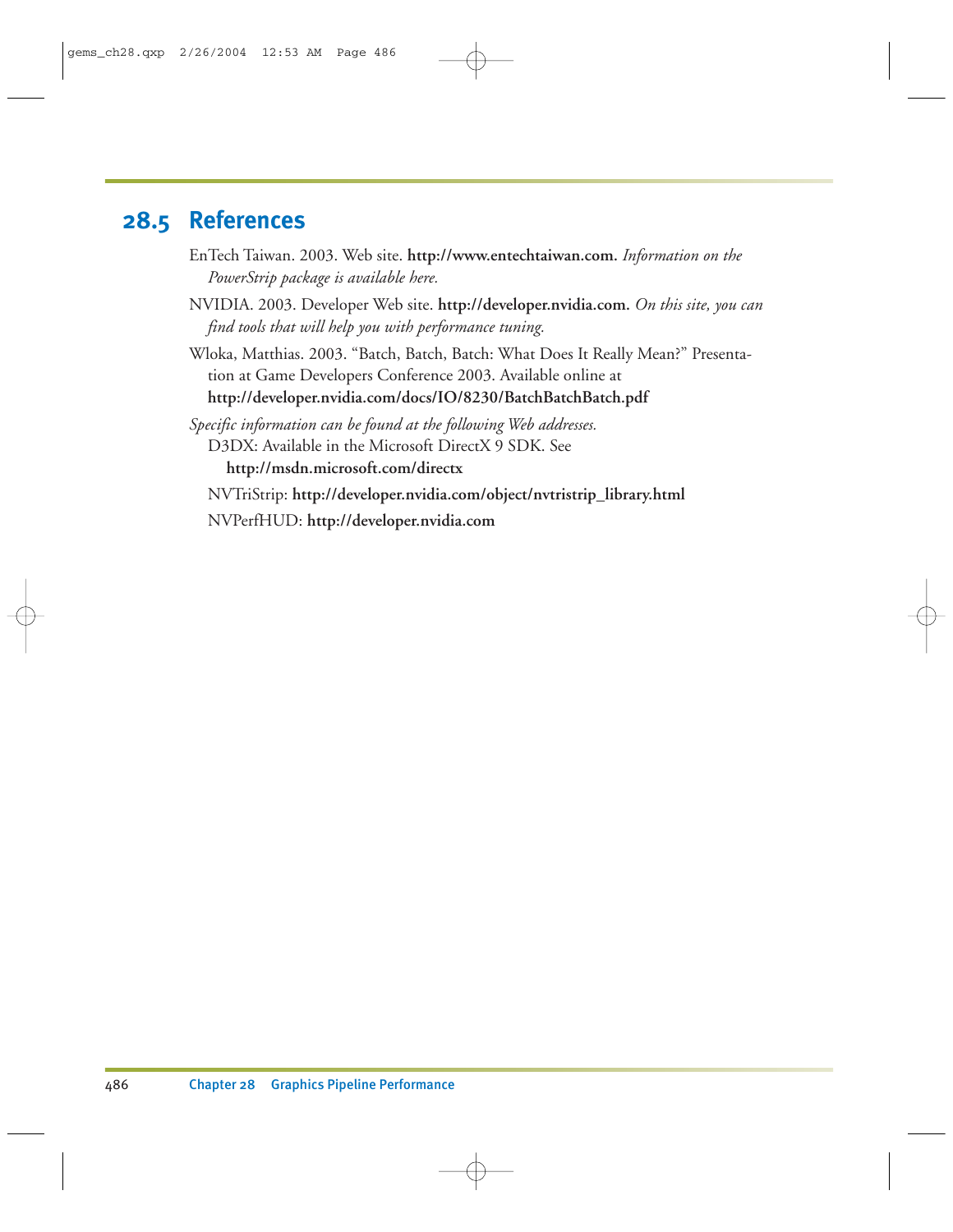## 28.5 References

EnTech Taiwan. 2003. Web site. **http://www.entechtaiwan.com.** *Information on the PowerStrip package is available here.*

NVIDIA. 2003. Developer Web site. **http://developer.nvidia.com.** *On this site, you can find tools that will help you with performance tuning.*

Wloka, Matthias. 2003. "Batch, Batch, Batch: What Does It Really Mean?" Presentation at Game Developers Conference 2003. Available online at **http://developer.nvidia.com/docs/IO/8230/BatchBatchBatch.pdf**

*Specific information can be found at the following Web addresses.*

D3DX: Available in the Microsoft DirectX 9 SDK. See **http://msdn.microsoft.com/directx**

NVTriStrip: **http://developer.nvidia.com/object/nvtristrip_library.html**

NVPerfHUD: **http://developer.nvidia.com**